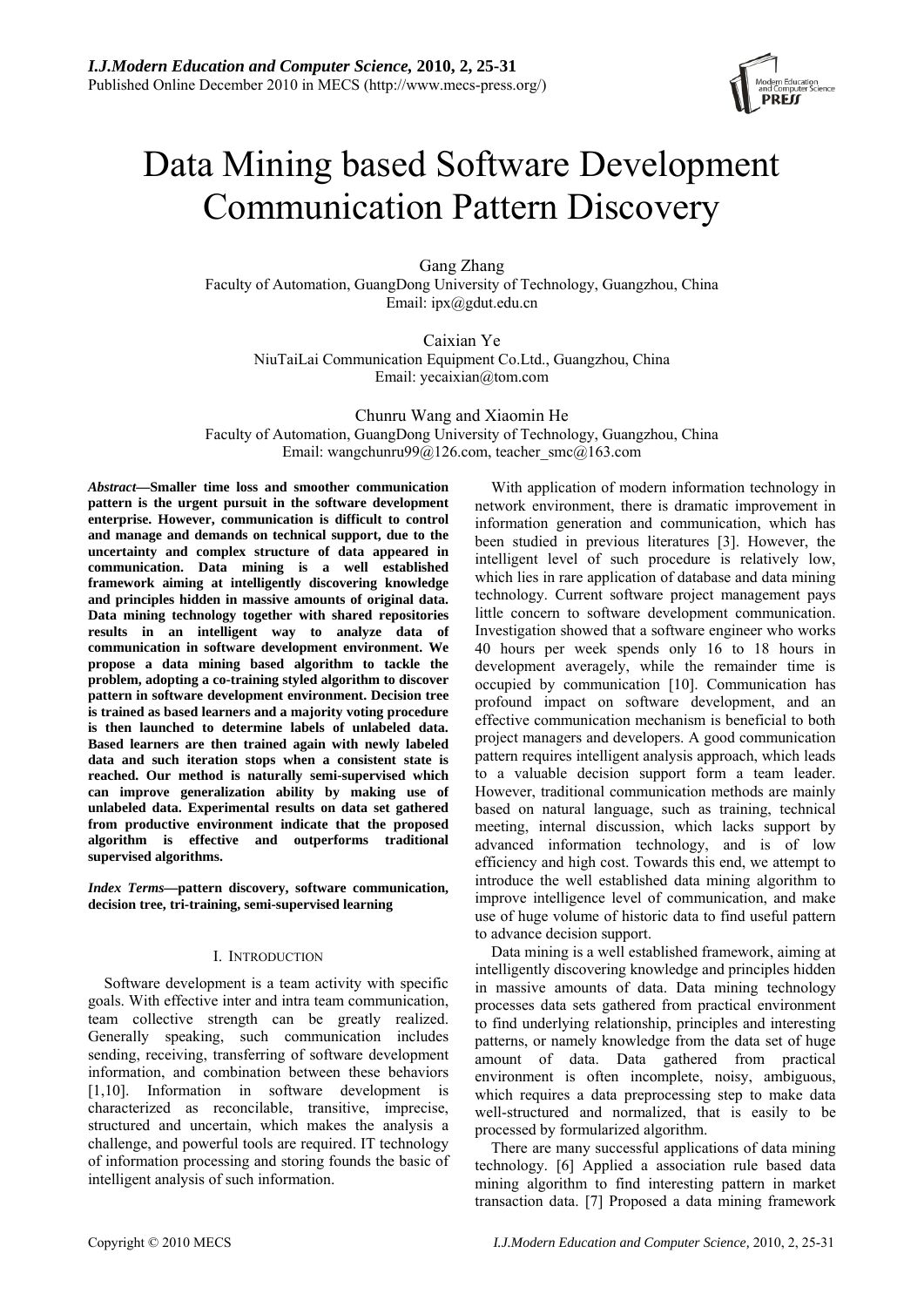# Data Mining based Software Development Communication Pattern Discovery

Gang Zhang
Faculty of Automation, GuangDong University of Technology, Guangzhou, China
Email: ipx@gdut.edu.cn

Caixian Ye
NiuTaiLai Communication Equipment Co.Ltd., Guangzhou, China
Email: yecaixian@tom.com

Chunru Wang and Xiaomin He
Faculty of Automation, GuangDong University of Technology, Guangzhou, China
Email: wangchunru99@126.com, teacher_smc@163.com

***Abstract*—Smaller time loss and smoother communication pattern is the urgent pursuit in the software development enterprise. However, communication is difficult to control and manage and demands on technical support, due to the uncertainty and complex structure of data appeared in communication. Data mining is a well established framework aiming at intelligently discovering knowledge and principles hidden in massive amounts of original data. Data mining technology together with shared repositories results in an intelligent way to analyze data of communication in software development environment. We propose a data mining based algorithm to tackle the problem, adopting a co-training styled algorithm to discover pattern in software development environment. Decision tree is trained as based learners and a majority voting procedure is then launched to determine labels of unlabeled data. Based learners are then trained again with newly labeled data and such iteration stops when a consistent state is reached. Our method is naturally semi-supervised which can improve generalization ability by making use of unlabeled data. Experimental results on data set gathered from productive environment indicate that the proposed algorithm is effective and outperforms traditional supervised algorithms.**

***Index Terms*—pattern discovery, software communication, decision tree, tri-training, semi-supervised learning**

## I. Introduction

Software development is a team activity with specific goals. With effective inter and intra team communication, team collective strength can be greatly realized. Generally speaking, such communication includes sending, receiving, transferring of software development information, and combination between these behaviors [1,10]. Information in software development is characterized as reconcilable, transitive, imprecise, structured and uncertain, which makes the analysis a challenge, and powerful tools are required. IT technology of information processing and storing founds the basic of intelligent analysis of such information.

With application of modern information technology in network environment, there is dramatic improvement in information generation and communication, which has been studied in previous literatures [3]. However, the intelligent level of such procedure is relatively low, which lies in rare application of database and data mining technology. Current software project management pays little concern to software development communication. Investigation showed that a software engineer who works 40 hours per week spends only 16 to 18 hours in development averagely, while the remainder time is occupied by communication [10]. Communication has profound impact on software development, and an effective communication mechanism is beneficial to both project managers and developers. A good communication pattern requires intelligent analysis approach, which leads to a valuable decision support form a team leader. However, traditional communication methods are mainly based on natural language, such as training, technical meeting, internal discussion, which lacks support by advanced information technology, and is of low efficiency and high cost. Towards this end, we attempt to introduce the well established data mining algorithm to improve intelligence level of communication, and make use of huge volume of historic data to find useful pattern to advance decision support.

Data mining is a well established framework, aiming at intelligently discovering knowledge and principles hidden in massive amounts of data. Data mining technology processes data sets gathered from practical environment to find underlying relationship, principles and interesting patterns, or namely knowledge from the data set of huge amount of data. Data gathered from practical environment is often incomplete, noisy, ambiguous, which requires a data preprocessing step to make data well-structured and normalized, that is easily to be processed by formularized algorithm.

There are many successful applications of data mining technology. [6] Applied a association rule based data mining algorithm to find interesting pattern in market transaction data. [7] Proposed a data mining framework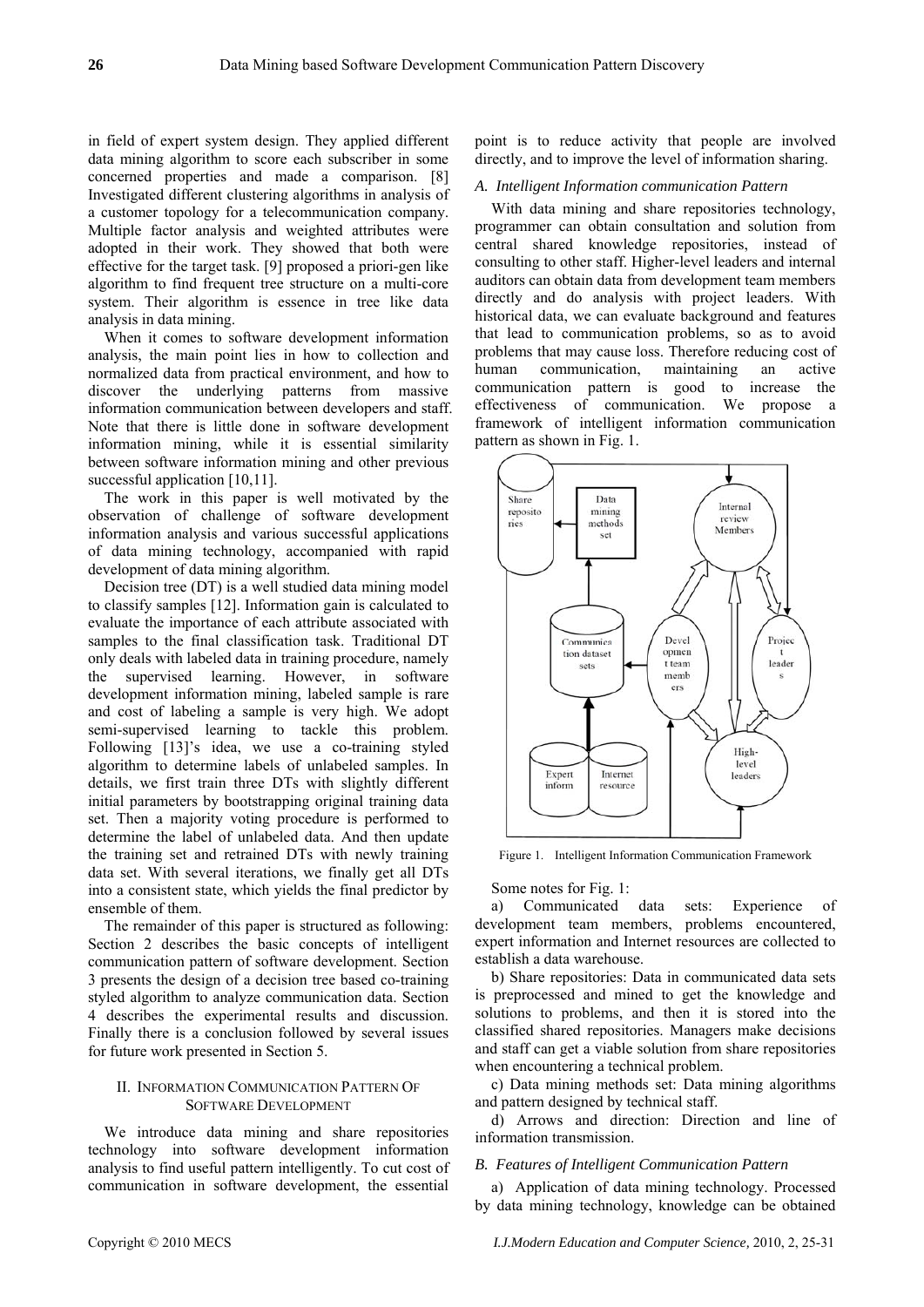in field of expert system design. They applied different data mining algorithm to score each subscriber in some concerned properties and made a comparison. [8] Investigated different clustering algorithms in analysis of a customer topology for a telecommunication company. Multiple factor analysis and weighted attributes were adopted in their work. They showed that both were effective for the target task. [9] proposed a priori-gen like algorithm to find frequent tree structure on a multi-core system. Their algorithm is essence in tree like data analysis in data mining.

When it comes to software development information analysis, the main point lies in how to collection and normalized data from practical environment, and how to discover the underlying patterns from massive information communication between developers and staff. Note that there is little done in software development information mining, while it is essential similarity between software information mining and other previous successful application [10,11].

The work in this paper is well motivated by the observation of challenge of software development information analysis and various successful applications of data mining technology, accompanied with rapid development of data mining algorithm.

Decision tree (DT) is a well studied data mining model to classify samples [12]. Information gain is calculated to evaluate the importance of each attribute associated with samples to the final classification task. Traditional DT only deals with labeled data in training procedure, namely the supervised learning. However, in software development information mining, labeled sample is rare and cost of labeling a sample is very high. We adopt semi-supervised learning to tackle this problem. Following [13]'s idea, we use a co-training styled algorithm to determine labels of unlabeled samples. In details, we first train three DTs with slightly different initial parameters by bootstrapping original training data set. Then a majority voting procedure is performed to determine the label of unlabeled data. And then update the training set and retrained DTs with newly training data set. With several iterations, we finally get all DTs into a consistent state, which yields the final predictor by ensemble of them.

The remainder of this paper is structured as following: Section 2 describes the basic concepts of intelligent communication pattern of software development. Section 3 presents the design of a decision tree based co-training styled algorithm to analyze communication data. Section 4 describes the experimental results and discussion. Finally there is a conclusion followed by several issues for future work presented in Section 5.

## II. Information Communication Pattern of Software Development

We introduce data mining and share repositories technology into software development information analysis to find useful pattern intelligently. To cut cost of communication in software development, the essential point is to reduce activity that people are involved directly, and to improve the level of information sharing.

### A. Intelligent Information communication Pattern

With data mining and share repositories technology, programmer can obtain consultation and solution from central shared knowledge repositories, instead of consulting to other staff. Higher-level leaders and internal auditors can obtain data from development team members directly and do analysis with project leaders. With historical data, we can evaluate background and features that lead to communication problems, so as to avoid problems that may cause loss. Therefore reducing cost of human communication, maintaining an active communication pattern is good to increase the effectiveness of communication. We propose a framework of intelligent information communication pattern as shown in Fig. 1.

Figure 1. Intelligent Information Communication Framework

Some notes for Fig. 1:

a) Communicated data sets: Experience of development team members, problems encountered, expert information and Internet resources are collected to establish a data warehouse.

b) Share repositories: Data in communicated data sets is preprocessed and mined to get the knowledge and solutions to problems, and then it is stored into the classified shared repositories. Managers make decisions and staff can get a viable solution from share repositories when encountering a technical problem.

c) Data mining methods set: Data mining algorithms and pattern designed by technical staff.

d) Arrows and direction: Direction and line of information transmission.

### B. Features of Intelligent Communication Pattern

a) Application of data mining technology. Processed by data mining technology, knowledge can be obtained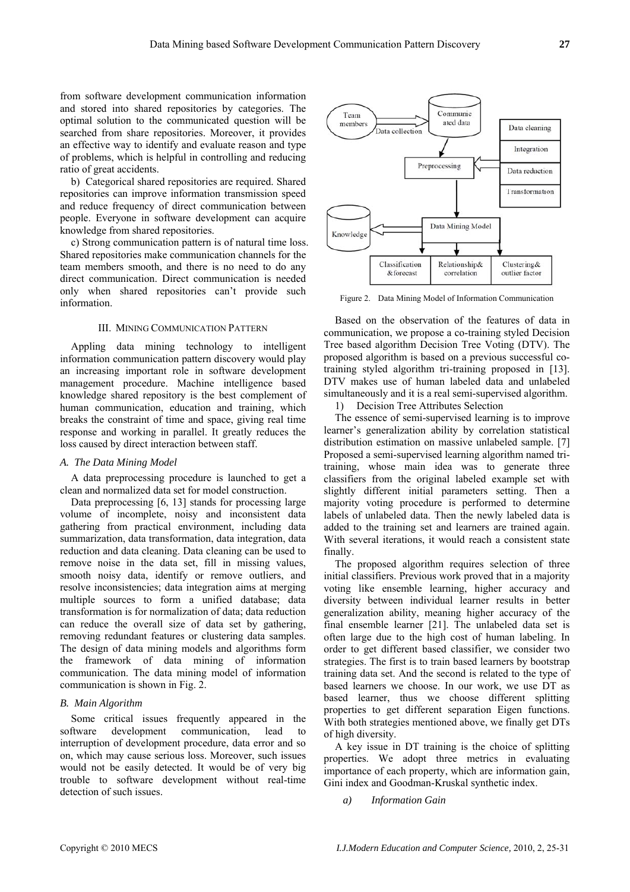from software development communication information and stored into shared repositories by categories. The optimal solution to the communicated question will be searched from share repositories. Moreover, it provides an effective way to identify and evaluate reason and type of problems, which is helpful in controlling and reducing ratio of great accidents.

b) Categorical shared repositories are required. Shared repositories can improve information transmission speed and reduce frequency of direct communication between people. Everyone in software development can acquire knowledge from shared repositories.

c) Strong communication pattern is of natural time loss. Shared repositories make communication channels for the team members smooth, and there is no need to do any direct communication. Direct communication is needed only when shared repositories can't provide such information.

## III. Mining Communication Pattern

Appling data mining technology to intelligent information communication pattern discovery would play an increasing important role in software development management procedure. Machine intelligence based knowledge shared repository is the best complement of human communication, education and training, which breaks the constraint of time and space, giving real time response and working in parallel. It greatly reduces the loss caused by direct interaction between staff.

### *A. The Data Mining Model*

A data preprocessing procedure is launched to get a clean and normalized data set for model construction.

Data preprocessing [6, 13] stands for processing large volume of incomplete, noisy and inconsistent data gathering from practical environment, including data summarization, data transformation, data integration, data reduction and data cleaning. Data cleaning can be used to remove noise in the data set, fill in missing values, smooth noisy data, identify or remove outliers, and resolve inconsistencies; data integration aims at merging multiple sources to form a unified database; data transformation is for normalization of data; data reduction can reduce the overall size of data set by gathering, removing redundant features or clustering data samples. The design of data mining models and algorithms form the framework of data mining of information communication. The data mining model of information communication is shown in Fig. 2.

### *B. Main Algorithm*

Some critical issues frequently appeared in the software development communication, lead to interruption of development procedure, data error and so on, which may cause serious loss. Moreover, such issues would not be easily detected. It would be of very big trouble to software development without real-time detection of such issues.

Figure 2. Data Mining Model of Information Communication

Based on the observation of the features of data in communication, we propose a co-training styled Decision Tree based algorithm Decision Tree Voting (DTV). The proposed algorithm is based on a previous successful co-training styled algorithm tri-training proposed in [13]. DTV makes use of human labeled data and unlabeled simultaneously and it is a real semi-supervised algorithm.

1) Decision Tree Attributes Selection

The essence of semi-supervised learning is to improve learner's generalization ability by correlation statistical distribution estimation on massive unlabeled sample. [7] Proposed a semi-supervised learning algorithm named tri-training, whose main idea was to generate three classifiers from the original labeled example set with slightly different initial parameters setting. Then a majority voting procedure is performed to determine labels of unlabeled data. Then the newly labeled data is added to the training set and learners are trained again. With several iterations, it would reach a consistent state finally.

The proposed algorithm requires selection of three initial classifiers. Previous work proved that in a majority voting like ensemble learning, higher accuracy and diversity between individual learner results in better generalization ability, meaning higher accuracy of the final ensemble learner [21]. The unlabeled data set is often large due to the high cost of human labeling. In order to get different based classifier, we consider two strategies. The first is to train based learners by bootstrap training data set. And the second is related to the type of based learners we choose. In our work, we use DT as based learner, thus we choose different splitting properties to get different separation Eigen functions. With both strategies mentioned above, we finally get DTs of high diversity.

A key issue in DT training is the choice of splitting properties. We adopt three metrics in evaluating importance of each property, which are information gain, Gini index and Goodman-Kruskal synthetic index.

*a) Information Gain*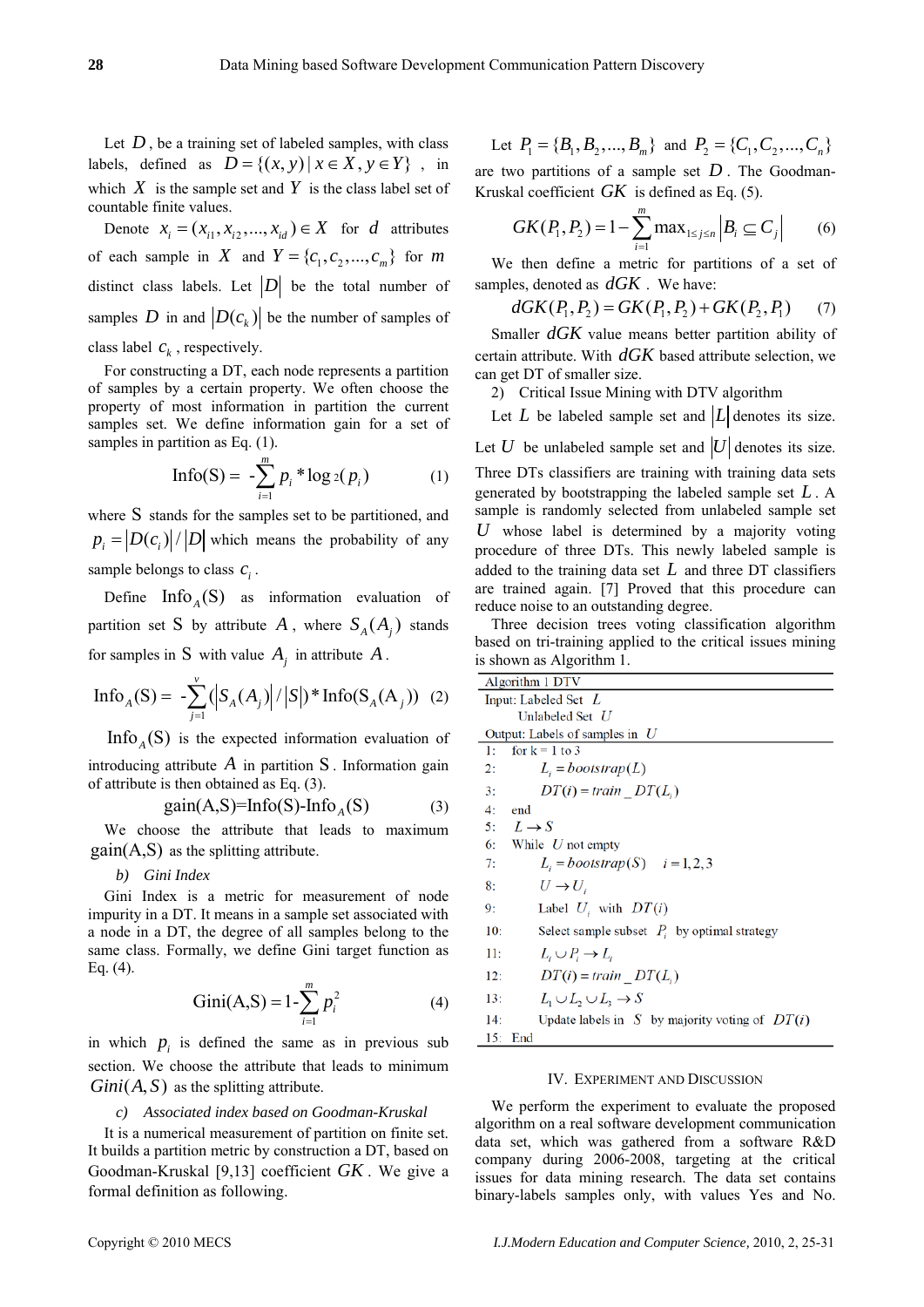Let $D$, be a training set of labeled samples, with class labels, defined as $D = \{(x, y) | x \in X, y \in Y\}$, in which $X$ is the sample set and $Y$ is the class label set of countable finite values.

Denote $x_i = (x_{i1}, x_{i2}, ..., x_{id}) \in X$ for $d$ attributes of each sample in $X$ and $Y = \{c_1, c_2, ..., c_m\}$ for $m$ distinct class labels. Let $|D|$ be the total number of samples $D$ in and $|D(c_k)|$ be the number of samples of class label $c_k$, respectively.

For constructing a DT, each node represents a partition of samples by a certain property. We often choose the property of most information in partition the current samples set. We define information gain for a set of samples in partition as Eq. (1).

$$\text{Info(S)} = -\sum_{i=1}^{m} p_i * \log_2(p_i) \quad (1)$$

where $S$ stands for the samples set to be partitioned, and $p_i = |D(c_i)| / |D|$ which means the probability of any sample belongs to class $c_i$.

Define $\text{Info}_A(\text{S})$ as information evaluation of partition set $S$ by attribute $A$, where $S_A(A_j)$ stands for samples in $S$ with value $A_j$ in attribute $A$.

$$\text{Info}_A(\text{S}) = -\sum_{j=1}^{v} (|S_A(A_j)| / |S|) * \text{Info}(\text{S}_A(\text{A}_j)) \quad (2)$$

$\text{Info}_A(\text{S})$ is the expected information evaluation of introducing attribute $A$ in partition $S$. Information gain of attribute is then obtained as Eq. (3).

$$\text{gain(A,S)=Info(S)-Info}_A\text{(S)} \quad (3)$$

We choose the attribute that leads to maximum $\text{gain(A,S)}$ as the splitting attribute.

*b) Gini Index*

Gini Index is a metric for measurement of node impurity in a DT. It means in a sample set associated with a node in a DT, the degree of all samples belong to the same class. Formally, we define Gini target function as Eq. (4).

$$\text{Gini(A,S)} = 1 - \sum_{i=1}^{m} p_i^2 \quad (4)$$

in which $p_i$ is defined the same as in previous sub section. We choose the attribute that leads to minimum $Gini(A, S)$ as the splitting attribute.

*c) Associated index based on Goodman-Kruskal*

It is a numerical measurement of partition on finite set. It builds a partition metric by construction a DT, based on Goodman-Kruskal [9,13] coefficient $GK$. We give a formal definition as following.

Let $P_1 = \{B_1, B_2, ..., B_m\}$ and $P_2 = \{C_1, C_2, ..., C_n\}$ are two partitions of a sample set $D$. The Goodman-Kruskal coefficient $GK$ is defined as Eq. (5).

$$GK(P_1, P_2) = 1 - \sum_{i=1}^{m} \max_{1 \le j \le n} |B_i \subseteq C_j| \quad (6)$$

We then define a metric for partitions of a set of samples, denoted as $dGK$. We have:

$$dGK(P_1, P_2) = GK(P_1, P_2) + GK(P_2, P_1) \quad (7)$$

Smaller $dGK$ value means better partition ability of certain attribute. With $dGK$ based attribute selection, we can get DT of smaller size.

2) Critical Issue Mining with DTV algorithm

Let $L$ be labeled sample set and $|L|$ denotes its size. Let $U$ be unlabeled sample set and $|U|$ denotes its size. Three DTs classifiers are training with training data sets generated by bootstrapping the labeled sample set $L$. A sample is randomly selected from unlabeled sample set $U$ whose label is determined by a majority voting procedure of three DTs. This newly labeled sample is added to the training data set $L$ and three DT classifiers are trained again. [7] Proved that this procedure can reduce noise to an outstanding degree.

Three decision trees voting classification algorithm based on tri-training applied to the critical issues mining is shown as Algorithm 1.

```
Algorithm 1 DTV
Input: Labeled Set L
       Unlabeled Set U
Output: Labels of samples in U
1:  for k = 1 to 3
2:      L_i = bootstrap(L)
3:      DT(i) = train_DT(L_i)
4:  end
5:  L → S
6:  While U not empty
7:      L_i = bootstrap(S)   i = 1,2,3
8:      U → U_i
9:      Label U_i with DT(i)
10:     Select sample subset P_i by optimal strategy
11:     L_i ∪ P_i → L_i
12:     DT(i) = train_DT(L_i)
13:     L_1 ∪ L_2 ∪ L_3 → S
14:     Update labels in S by majority voting of DT(i)
15: End
```

## IV. Experiment and Discussion

We perform the experiment to evaluate the proposed algorithm on a real software development communication data set, which was gathered from a software R&D company during 2006-2008, targeting at the critical issues for data mining research. The data set contains binary-labels samples only, with values Yes and No.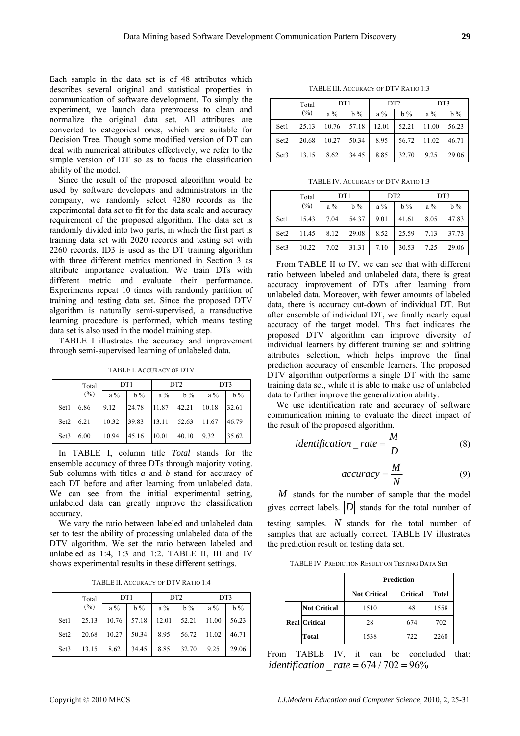Each sample in the data set is of 48 attributes which describes several original and statistical properties in communication of software development. To simply the experiment, we launch data preprocess to clean and normalize the original data set. All attributes are converted to categorical ones, which are suitable for Decision Tree. Though some modified version of DT can deal with numerical attributes effectively, we refer to the simple version of DT so as to focus the classification ability of the model.

Since the result of the proposed algorithm would be used by software developers and administrators in the company, we randomly select 4280 records as the experimental data set to fit for the data scale and accuracy requirement of the proposed algorithm. The data set is randomly divided into two parts, in which the first part is training data set with 2020 records and testing set with 2260 records. ID3 is used as the DT training algorithm with three different metrics mentioned in Section 3 as attribute importance evaluation. We train DTs with different metric and evaluate their performance. Experiments repeat 10 times with randomly partition of training and testing data set. Since the proposed DTV algorithm is naturally semi-supervised, a transductive learning procedure is performed, which means testing data set is also used in the model training step.

TABLE I illustrates the accuracy and improvement through semi-supervised learning of unlabeled data.

TABLE I. ACCURACY OF DTV

| | Total (%) | DT1 | | DT2 | | DT3 | |
|---|---|---|---|---|---|---|---|
| | | a % | b % | a % | b % | a % | b % |
| Set1 | 6.86 | 9.12 | 24.78 | 11.87 | 42.21 | 10.18 | 32.61 |
| Set2 | 6.21 | 10.32 | 39.83 | 13.11 | 52.63 | 11.67 | 46.79 |
| Set3 | 6.00 | 10.94 | 45.16 | 10.01 | 40.10 | 9.32 | 35.62 |

In TABLE I, column title *Total* stands for the ensemble accuracy of three DTs through majority voting. Sub columns with titles *a* and *b* stand for accuracy of each DT before and after learning from unlabeled data. We can see from the initial experimental setting, unlabeled data can greatly improve the classification accuracy.

We vary the ratio between labeled and unlabeled data set to test the ability of processing unlabeled data of the DTV algorithm. We set the ratio between labeled and unlabeled as 1:4, 1:3 and 1:2. TABLE II, III and IV shows experimental results in these different settings.

TABLE II. ACCURACY OF DTV RATIO 1:4

| | Total (%) | DT1 | | DT2 | | DT3 | |
|---|---|---|---|---|---|---|---|
| | | a % | b % | a % | b % | a % | b % |
| Set1 | 25.13 | 10.76 | 57.18 | 12.01 | 52.21 | 11.00 | 56.23 |
| Set2 | 20.68 | 10.27 | 50.34 | 8.95 | 56.72 | 11.02 | 46.71 |
| Set3 | 13.15 | 8.62 | 34.45 | 8.85 | 32.70 | 9.25 | 29.06 |

TABLE III. ACCURACY OF DTV RATIO 1:3

| | Total (%) | DT1 | | DT2 | | DT3 | |
|---|---|---|---|---|---|---|---|
| | | a % | b % | a % | b % | a % | b % |
| Set1 | 25.13 | 10.76 | 57.18 | 12.01 | 52.21 | 11.00 | 56.23 |
| Set2 | 20.68 | 10.27 | 50.34 | 8.95 | 56.72 | 11.02 | 46.71 |
| Set3 | 13.15 | 8.62 | 34.45 | 8.85 | 32.70 | 9.25 | 29.06 |

TABLE IV. ACCURACY OF DTV RATIO 1:3

| | Total (%) | DT1 | | DT2 | | DT3 | |
|---|---|---|---|---|---|---|---|
| | | a % | b % | a % | b % | a % | b % |
| Set1 | 15.43 | 7.04 | 54.37 | 9.01 | 41.61 | 8.05 | 47.83 |
| Set2 | 11.45 | 8.12 | 29.08 | 8.52 | 25.59 | 7.13 | 37.73 |
| Set3 | 10.22 | 7.02 | 31.31 | 7.10 | 30.53 | 7.25 | 29.06 |

From TABLE II to IV, we can see that with different ratio between labeled and unlabeled data, there is great accuracy improvement of DTs after learning from unlabeled data. Moreover, with fewer amounts of labeled data, there is accuracy cut-down of individual DT. But after ensemble of individual DT, we finally nearly equal accuracy of the target model. This fact indicates the proposed DTV algorithm can improve diversity of individual learners by different training set and splitting attributes selection, which helps improve the final prediction accuracy of ensemble learners. The proposed DTV algorithm outperforms a single DT with the same training data set, while it is able to make use of unlabeled data to further improve the generalization ability.

We use identification rate and accuracy of software communication mining to evaluate the direct impact of the result of the proposed algorithm.

$$identification\_rate = \frac{M}{|D|} \tag{8}$$

$$accuracy = \frac{M}{N} \tag{9}$$

$M$ stands for the number of sample that the model gives correct labels. $|D|$ stands for the total number of testing samples. $N$ stands for the total number of samples that are actually correct. TABLE IV illustrates the prediction result on testing data set.

TABLE IV. PREDICTION RESULT ON TESTING DATA SET

| | | **Prediction** | | |
|---|---|---|---|---|
| | | **Not Critical** | **Critical** | **Total** |
| **Real** | **Not Critical** | 1510 | 48 | 1558 |
| | **Critical** | 28 | 674 | 702 |
| | **Total** | 1538 | 722 | 2260 |

From TABLE IV, it can be concluded that: $identification\_rate = 674 / 702 = 96\%$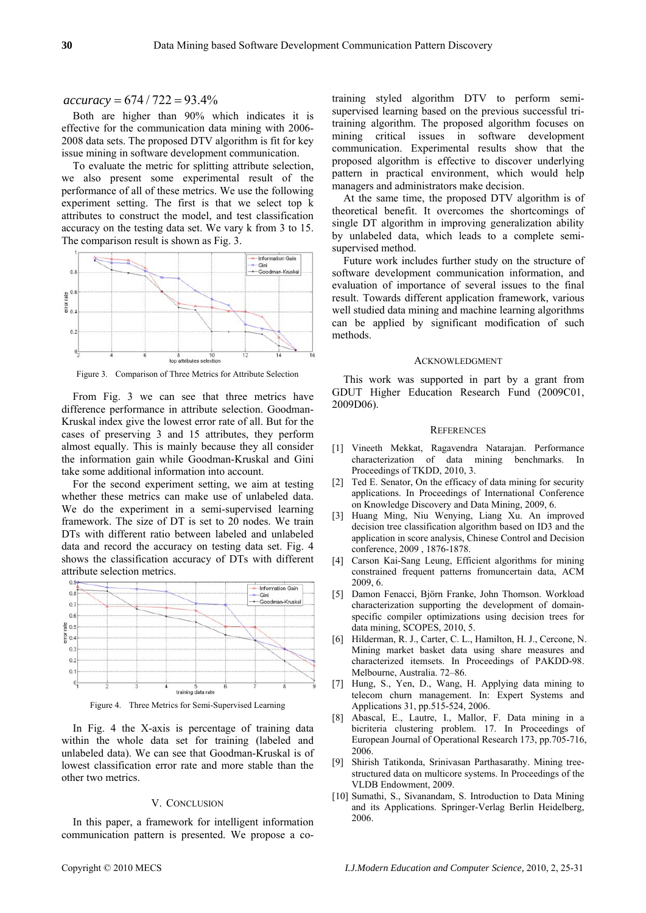$$accuracy = 674 / 722 = 93.4\%$$

Both are higher than 90% which indicates it is effective for the communication data mining with 2006-2008 data sets. The proposed DTV algorithm is fit for key issue mining in software development communication.

To evaluate the metric for splitting attribute selection, we also present some experimental result of the performance of all of these metrics. We use the following experiment setting. The first is that we select top k attributes to construct the model, and test classification accuracy on the testing data set. We vary k from 3 to 15. The comparison result is shown as Fig. 3.

Figure 3. Comparison of Three Metrics for Attribute Selection

From Fig. 3 we can see that three metrics have difference performance in attribute selection. Goodman-Kruskal index give the lowest error rate of all. But for the cases of preserving 3 and 15 attributes, they perform almost equally. This is mainly because they all consider the information gain while Goodman-Kruskal and Gini take some additional information into account.

For the second experiment setting, we aim at testing whether these metrics can make use of unlabeled data. We do the experiment in a semi-supervised learning framework. The size of DT is set to 20 nodes. We train DTs with different ratio between labeled and unlabeled data and record the accuracy on testing data set. Fig. 4 shows the classification accuracy of DTs with different attribute selection metrics.

Figure 4. Three Metrics for Semi-Supervised Learning

In Fig. 4 the X-axis is percentage of training data within the whole data set for training (labeled and unlabeled data). We can see that Goodman-Kruskal is of lowest classification error rate and more stable than the other two metrics.

## V. Conclusion

In this paper, a framework for intelligent information communication pattern is presented. We propose a co-training styled algorithm DTV to perform semi-supervised learning based on the previous successful tri-training algorithm. The proposed algorithm focuses on mining critical issues in software development communication. Experimental results show that the proposed algorithm is effective to discover underlying pattern in practical environment, which would help managers and administrators make decision.

At the same time, the proposed DTV algorithm is of theoretical benefit. It overcomes the shortcomings of single DT algorithm in improving generalization ability by unlabeled data, which leads to a complete semi-supervised method.

Future work includes further study on the structure of software development communication information, and evaluation of importance of several issues to the final result. Towards different application framework, various well studied data mining and machine learning algorithms can be applied by significant modification of such methods.

## Acknowledgment

This work was supported in part by a grant from GDUT Higher Education Research Fund (2009C01, 2009D06).

## References

[1] Vineeth Mekkat, Ragavendra Natarajan. Performance characterization of data mining benchmarks. In Proceedings of TKDD, 2010, 3.

[2] Ted E. Senator, On the efficacy of data mining for security applications. In Proceedings of International Conference on Knowledge Discovery and Data Mining, 2009, 6.

[3] Huang Ming, Niu Wenying, Liang Xu. An improved decision tree classification algorithm based on ID3 and the application in score analysis, Chinese Control and Decision conference, 2009 , 1876-1878.

[4] Carson Kai-Sang Leung, Efficient algorithms for mining constrained frequent patterns fromuncertain data, ACM 2009, 6.

[5] Damon Fenacci, Björn Franke, John Thomson. Workload characterization supporting the development of domain-specific compiler optimizations using decision trees for data mining, SCOPES, 2010, 5.

[6] Hilderman, R. J., Carter, C. L., Hamilton, H. J., Cercone, N. Mining market basket data using share measures and characterized itemsets. In Proceedings of PAKDD-98. Melbourne, Australia. 72–86.

[7] Hung, S., Yen, D., Wang, H. Applying data mining to telecom churn management. In: Expert Systems and Applications 31, pp.515-524, 2006.

[8] Abascal, E., Lautre, I., Mallor, F. Data mining in a bicriteria clustering problem. 17. In Proceedings of European Journal of Operational Research 173, pp.705-716, 2006.

[9] Shirish Tatikonda, Srinivasan Parthasarathy. Mining tree-structured data on multicore systems. In Proceedings of the VLDB Endowment, 2009.

[10] Sumathi, S., Sivanandam, S. Introduction to Data Mining and its Applications. Springer-Verlag Berlin Heidelberg, 2006.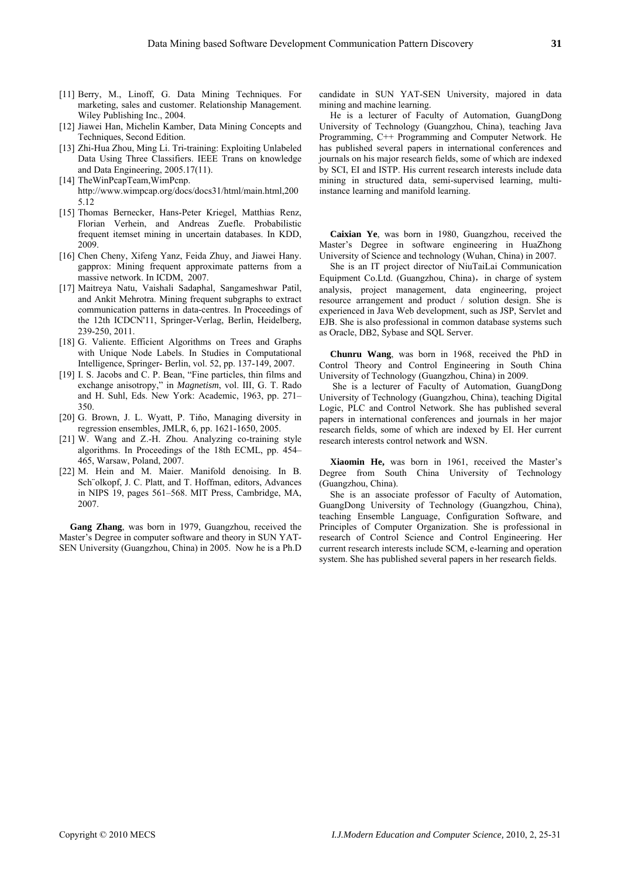[11] Berry, M., Linoff, G. Data Mining Techniques. For marketing, sales and customer. Relationship Management. Wiley Publishing Inc., 2004.

[12] Jiawei Han, Michelin Kamber, Data Mining Concepts and Techniques, Second Edition.

[13] Zhi-Hua Zhou, Ming Li. Tri-training: Exploiting Unlabeled Data Using Three Classifiers. IEEE Trans on knowledge and Data Engineering, 2005.17(11).

[14] TheWinPcapTeam,WimPcnp. http://www.wimpcap.org/docs/docs31/html/main.html,2005.12

[15] Thomas Bernecker, Hans-Peter Kriegel, Matthias Renz, Florian Verhein, and Andreas Zuefle. Probabilistic frequent itemset mining in uncertain databases. In KDD, 2009.

[16] Chen Cheny, Xifeng Yanz, Feida Zhuy, and Jiawei Hany. gapprox: Mining frequent approximate patterns from a massive network. In ICDM, 2007.

[17] Maitreya Natu, Vaishali Sadaphal, Sangameshwar Patil, and Ankit Mehrotra. Mining frequent subgraphs to extract communication patterns in data-centres. In Proceedings of the 12th ICDCN'11, Springer-Verlag, Berlin, Heidelberg, 239-250, 2011.

[18] G. Valiente. Efficient Algorithms on Trees and Graphs with Unique Node Labels. In Studies in Computational Intelligence, Springer- Berlin, vol. 52, pp. 137-149, 2007.

[19] I. S. Jacobs and C. P. Bean, "Fine particles, thin films and exchange anisotropy," in *Magnetism*, vol. III, G. T. Rado and H. Suhl, Eds. New York: Academic, 1963, pp. 271–350.

[20] G. Brown, J. L. Wyatt, P. Tiňo, Managing diversity in regression ensembles, JMLR, 6, pp. 1621-1650, 2005.

[21] W. Wang and Z.-H. Zhou. Analyzing co-training style algorithms. In Proceedings of the 18th ECML, pp. 454–465, Warsaw, Poland, 2007.

[22] M. Hein and M. Maier. Manifold denoising. In B. Sch¨olkopf, J. C. Platt, and T. Hoffman, editors, Advances in NIPS 19, pages 561–568. MIT Press, Cambridge, MA, 2007.

**Gang Zhang**, was born in 1979, Guangzhou, received the Master's Degree in computer software and theory in SUN YAT-SEN University (Guangzhou, China) in 2005. Now he is a Ph.D candidate in SUN YAT-SEN University, majored in data mining and machine learning.

He is a lecturer of Faculty of Automation, GuangDong University of Technology (Guangzhou, China), teaching Java Programming, C++ Programming and Computer Network. He has published several papers in international conferences and journals on his major research fields, some of which are indexed by SCI, EI and ISTP. His current research interests include data mining in structured data, semi-supervised learning, multi-instance learning and manifold learning.

**Caixian Ye**, was born in 1980, Guangzhou, received the Master's Degree in software engineering in HuaZhong University of Science and technology (Wuhan, China) in 2007.

She is an IT project director of NiuTaiLai Communication Equipment Co.Ltd. (Guangzhou, China)，in charge of system analysis, project management, data engineering, project resource arrangement and product / solution design. She is experienced in Java Web development, such as JSP, Servlet and EJB. She is also professional in common database systems such as Oracle, DB2, Sybase and SQL Server.

**Chunru Wang**, was born in 1968, received the PhD in Control Theory and Control Engineering in South China University of Technology (Guangzhou, China) in 2009.

She is a lecturer of Faculty of Automation, GuangDong University of Technology (Guangzhou, China), teaching Digital Logic, PLC and Control Network. She has published several papers in international conferences and journals in her major research fields, some of which are indexed by EI. Her current research interests control network and WSN.

**Xiaomin He,** was born in 1961, received the Master's Degree from South China University of Technology (Guangzhou, China).

She is an associate professor of Faculty of Automation, GuangDong University of Technology (Guangzhou, China), teaching Ensemble Language, Configuration Software, and Principles of Computer Organization. She is professional in research of Control Science and Control Engineering. Her current research interests include SCM, e-learning and operation system. She has published several papers in her research fields.